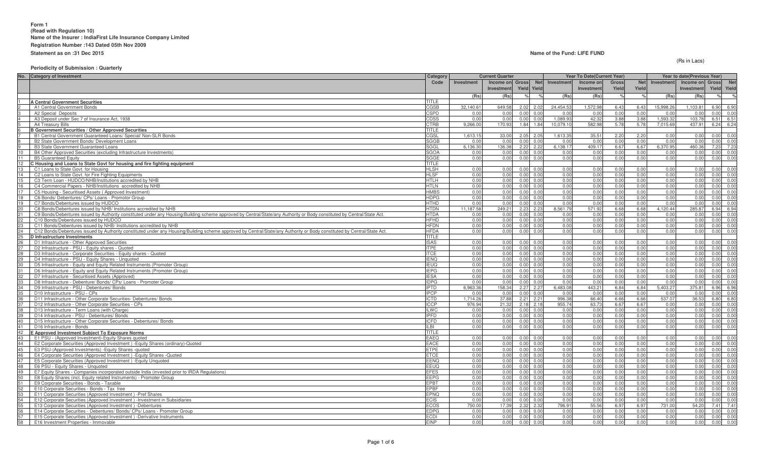**Form 1**
**(Read with Regulation 10)**
**Name of the Insurer : IndiaFirst Life Insurance Company Limited**
**Registration Number :143 Dated 05th Nov 2009**
**Statement as on :31 Dec 2015**

**Name of the Fund: LIFE FUND**

(Rs in Lacs)

**Periodicity of Submission : Quarterly**

| No. | Category of Investment | Category Code | Current Quarter | | | | Year To Date(Current Year) | | | | Year to date(Previous Year) | | | |
|---|---|---|---|---|---|---|---|---|---|---|---|---|---|---|
| | | | Investment | Income on Investment | Gross Yield | Net Yield | Investment | Income on Investment | Gross Yield | Net Yield | Investment | Income on Investment | Gross Yield | Net Yield |
| | | | (Rs) | (Rs) | % | % | (Rs) | (Rs) | % | % | (Rs) | (Rs) | % | % |
| 1 | **A Central Government Securities** | TITLE | | | | | | | | | | | | |
| 2 | A1 Central Government Bonds | CGSB | 32,140.61 | 649.58 | 2.02 | 2.02 | 24,454.53 | 1,572.98 | 6.43 | 6.43 | 15,998.26 | 1,103.81 | 6.90 | 6.90 |
| 3 | A2 Special Deposits | CSPD | 0.00 | 0.00 | 0.00 | 0.00 | 0.00 | 0.00 | 0.00 | 0.00 | 0.00 | 0.00 | 0.00 | 0.00 |
| 4 | A3 Deposit under Sec 7 of Insurance Act, 1938 | CDSS | 0.00 | 0.00 | 0.00 | 0.00 | 1,089.93 | 42.32 | 3.88 | 3.88 | 1,593.32 | 103.78 | 6.51 | 6.51 |
| 5 | A4 Treasury Bills | CTRB | 9,266.00 | 170.93 | 1.84 | 1.84 | 10,079.10 | 582.98 | 5.78 | 5.78 | 7,015.69 | 437.91 | 6.24 | 6.24 |
| 6 | **B Government Securities / Other Approved Securities** | TITLE | | | | | | | | | | | | |
| 7 | B1 Central Government Guaranteed Loans/ Special/ Non-SLR Bonds | CGSL | 1,613.15 | 33.00 | 2.05 | 2.05 | 1,613.35 | 35.51 | 2.20 | 2.20 | 0.00 | 0.00 | 0.00 | 0.00 |
| 8 | B2 State Government Bonds/ Development Loans | SGGB | 0.00 | 0.00 | 0.00 | 0.00 | 0.00 | 0.00 | 0.00 | 0.00 | 0.00 | 0.00 | 0.00 | 0.00 |
| 9 | B3 State Government Guaranteed Loans | SGGL | 6,136.30 | 136.38 | 2.22 | 2.22 | 6,138.17 | 409.17 | 6.67 | 6.67 | 6,370.95 | 460.36 | 7.23 | 7.23 |
| 10 | B4 Other Approved Securities (excluding Infrastructure Investments) | SGOA | 0.00 | 0.00 | 0.00 | 0.00 | 0.00 | 0.00 | 0.00 | 0.00 | 0.00 | 0.00 | 0.00 | 0.00 |
| 11 | B5 Guaranteed Equity | SGGE | 0.00 | 0.00 | 0.00 | 0.00 | 0.00 | 0.00 | 0.00 | 0.00 | 0.00 | 0.00 | 0.00 | 0.00 |
| 12 | **C Housing and Loans to State Govt for housing and fire fighting equipment** | TITLE | | | | | | | | | | | | |
| 13 | C1 Loans to State Govt. for Housing | HLSH | 0.00 | 0.00 | 0.00 | 0.00 | 0.00 | 0.00 | 0.00 | 0.00 | 0.00 | 0.00 | 0.00 | 0.00 |
| 14 | C2 Loans to State Govt. for Fire Fighting Equipments | HLSF | 0.00 | 0.00 | 0.00 | 0.00 | 0.00 | 0.00 | 0.00 | 0.00 | 0.00 | 0.00 | 0.00 | 0.00 |
| 15 | C3 Term Loan - HUDCO/NHB/Institutions accredited by NHB | HTLH | 0.00 | 0.00 | 0.00 | 0.00 | 0.00 | 0.00 | 0.00 | 0.00 | 0.00 | 0.00 | 0.00 | 0.00 |
| 16 | C4 Commercial Papers - NHB/Institutions accredited by NHB | HTLN | 0.00 | 0.00 | 0.00 | 0.00 | 0.00 | 0.00 | 0.00 | 0.00 | 0.00 | 0.00 | 0.00 | 0.00 |
| 17 | C5 Housing - Securitised Assets ( Approved Investment) | HMBS | 0.00 | 0.00 | 0.00 | 0.00 | 0.00 | 0.00 | 0.00 | 0.00 | 0.00 | 0.00 | 0.00 | 0.00 |
| 18 | C6 Bonds/ Debentures/ CPs/ Loans - Promotor Group | HDPG | 0.00 | 0.00 | 0.00 | 0.00 | 0.00 | 0.00 | 0.00 | 0.00 | 0.00 | 0.00 | 0.00 | 0.00 |
| 19 | C7 Bonds/Debentures issued by HUDCO | HTHD | 0.00 | 0.00 | 0.00 | 0.00 | 0.00 | 0.00 | 0.00 | 0.00 | 0.00 | 0.00 | 0.00 | 0.00 |
| 20 | C8 Bonds/Debentures issued by NHB/ Institutions accredited by NHB | HTDN | 11,187.58 | 249.21 | 2.23 | 2.23 | 8,561.79 | 571.92 | 6.68 | 6.68 | 4,120.44 | 285.87 | 6.94 | 6.94 |
| 21 | C9 Bonds/Debentures issued by Authority constituted under any Housing/Building scheme approved by Central/State/any Authority or Body constituted by Central/State Act. | HTDA | 0.00 | 0.00 | 0.00 | 0.00 | 0.00 | 0.00 | 0.00 | 0.00 | 0.00 | 0.00 | 0.00 | 0.00 |
| 22 | C10 Bonds/Debentures issued by HUDCO | HFHD | 0.00 | 0.00 | 0.00 | 0.00 | 0.00 | 0.00 | 0.00 | 0.00 | 0.00 | 0.00 | 0.00 | 0.00 |
| 23 | C11 Bonds/Debentures issued by NHB/ Institutions accredited by NHB | HFDN | 0.00 | 0.00 | 0.00 | 0.00 | 0.00 | 0.00 | 0.00 | 0.00 | 0.00 | 0.00 | 0.00 | 0.00 |
| 24 | C12 Bonds/Debentures issued by Authority constituted under any Housing/Building scheme approved by Central/State/any Authority or Body constituted by Central/State Act. | HFDA | 0.00 | 0.00 | 0.00 | 0.00 | 0.00 | 0.00 | 0.00 | 0.00 | 0.00 | 0.00 | 0.00 | 0.00 |
| 25 | **D Infrastructure Investments** | TITLE | | | | | | | | | | | | |
| 26 | D1 Infrastructure - Other Approved Securities | ISAS | 0.00 | 0.00 | 0.00 | 0.00 | 0.00 | 0.00 | 0.00 | 0.00 | 0.00 | 0.00 | 0.00 | 0.00 |
| 27 | D2 Infrastructure - PSU - Equity shares - Quoted | ITPE | 0.00 | 0.00 | 0.00 | 0.00 | 0.00 | 0.00 | 0.00 | 0.00 | 0.00 | 0.00 | 0.00 | 0.00 |
| 28 | D3 Infrastructure - Corporate Securities - Equity shares - Quoted | ITCE | 0.00 | 0.00 | 0.00 | 0.00 | 0.00 | 0.00 | 0.00 | 0.00 | 0.00 | 0.00 | 0.00 | 0.00 |
| 29 | D4 Infrastructure - PSU - Equity Shares - Unquoted | IENQ | 0.00 | 0.00 | 0.00 | 0.00 | 0.00 | 0.00 | 0.00 | 0.00 | 0.00 | 0.00 | 0.00 | 0.00 |
| 30 | D5 Infrastructure - Equity and Equity Related Instruments (Promoter Group) | IEUQ | 0.00 | 0.00 | 0.00 | 0.00 | 0.00 | 0.00 | 0.00 | 0.00 | 0.00 | 0.00 | 0.00 | 0.00 |
| 31 | D6 Infrastructure - Equity and Equity Related Instruments (Promoter Group) | IEPG | 0.00 | 0.00 | 0.00 | 0.00 | 0.00 | 0.00 | 0.00 | 0.00 | 0.00 | 0.00 | 0.00 | 0.00 |
| 32 | D7 Infrastructure - Securitised Assets (Approved) | IESA | 0.00 | 0.00 | 0.00 | 0.00 | 0.00 | 0.00 | 0.00 | 0.00 | 0.00 | 0.00 | 0.00 | 0.00 |
| 33 | D8 Infrastructure - Debenture/ Bonds/ CPs/ Loans - Promoter Group | IDPG | 0.00 | 0.00 | 0.00 | 0.00 | 0.00 | 0.00 | 0.00 | 0.00 | 0.00 | 0.00 | 0.00 | 0.00 |
| 34 | D9 Infrastructure - PSU - Debentures/ Bonds | IPTD | 6,963.36 | 158.34 | 2.27 | 2.27 | 6,483.08 | 443.21 | 6.84 | 6.84 | 5,403.27 | 375.81 | 6.96 | 6.96 |
| 35 | D10 Infrastructure - PSU - CPs | IPCP | 0.00 | 0.00 | 0.00 | 0.00 | 0.00 | 0.00 | 0.00 | 0.00 | 0.00 | 0.00 | 0.00 | 0.00 |
| 36 | D11 Infrastructure - Other Corporate Securities- Debentures/ Bonds | ICTD | 1,714.26 | 37.88 | 2.21 | 2.21 | 996.38 | 66.40 | 6.66 | 6.66 | 537.07 | 36.53 | 6.80 | 6.80 |
| 37 | D12 Infrastructure - Other Corporate Securities - CPs | ICCP | 976.94 | 21.32 | 2.18 | 2.18 | 955.74 | 63.73 | 6.67 | 6.67 | 0.00 | 0.00 | 0.00 | 0.00 |
| 38 | D13 Infrastructure - Term Loans (with Charge) | ILWC | 0.00 | 0.00 | 0.00 | 0.00 | 0.00 | 0.00 | 0.00 | 0.00 | 0.00 | 0.00 | 0.00 | 0.00 |
| 39 | D14 Infrastructure - PSU - Debentures/ Bonds | IPFD | 0.00 | 0.00 | 0.00 | 0.00 | 0.00 | 0.00 | 0.00 | 0.00 | 0.00 | 0.00 | 0.00 | 0.00 |
| 40 | D15 Infrastructure - Other Corporate Securities - Debentures/ Bonds | ICFD | 0.00 | 0.00 | 0.00 | 0.00 | 0.00 | 0.00 | 0.00 | 0.00 | 0.00 | 0.00 | 0.00 | 0.00 |
| 41 | D16 Infrastructure - Bonds | ILBI | 0.00 | 0.00 | 0.00 | 0.00 | 0.00 | 0.00 | 0.00 | 0.00 | 0.00 | 0.00 | 0.00 | 0.00 |
| 42 | **E Approved Investment Subject To Exposure Norms** | TITLE | | | | | | | | | | | | |
| 43 | E1 PSU - (Approved Investment)-Equity Shares quoted | EAEQ | 0.00 | 0.00 | 0.00 | 0.00 | 0.00 | 0.00 | 0.00 | 0.00 | 0.00 | 0.00 | 0.00 | 0.00 |
| 44 | E2 Corporate Securities (Approved Investment ) -Equity Shares (ordinary)-Quoted | EACE | 0.00 | 0.00 | 0.00 | 0.00 | 0.00 | 0.00 | 0.00 | 0.00 | 0.00 | 0.00 | 0.00 | 0.00 |
| 45 | E3 PSU-(Approved Investments) -Equity Shares -quoted | ETPE | 0.00 | 0.00 | 0.00 | 0.00 | 0.00 | 0.00 | 0.00 | 0.00 | 0.00 | 0.00 | 0.00 | 0.00 |
| 46 | E4 Corporate Securities (Approved Investment ) -Equity Shares -Quoted | ETCE | 0.00 | 0.00 | 0.00 | 0.00 | 0.00 | 0.00 | 0.00 | 0.00 | 0.00 | 0.00 | 0.00 | 0.00 |
| 47 | E5 Corporate Securities (Approved Investment ) -Equity Unquoted | EENQ | 0.00 | 0.00 | 0.00 | 0.00 | 0.00 | 0.00 | 0.00 | 0.00 | 0.00 | 0.00 | 0.00 | 0.00 |
| 48 | E6 PSU - Equity Shares - Unquoted | EEUQ | 0.00 | 0.00 | 0.00 | 0.00 | 0.00 | 0.00 | 0.00 | 0.00 | 0.00 | 0.00 | 0.00 | 0.00 |
| 49 | E7 Equity Shares - Companies incorporated outside India (invested prior to IRDA Regulations) | EFES | 0.00 | 0.00 | 0.00 | 0.00 | 0.00 | 0.00 | 0.00 | 0.00 | 0.00 | 0.00 | 0.00 | 0.00 |
| 50 | E8 Equity Shares (incl. Equity related Instruments) - Promoter Group | EEPG | 0.00 | 0.00 | 0.00 | 0.00 | 0.00 | 0.00 | 0.00 | 0.00 | 0.00 | 0.00 | 0.00 | 0.00 |
| 51 | E9 Corporate Securities - Bonds - Taxable | EPBT | 0.00 | 0.00 | 0.00 | 0.00 | 0.00 | 0.00 | 0.00 | 0.00 | 0.00 | 0.00 | 0.00 | 0.00 |
| 52 | E10 Corporate Securities - Bonds - Tax free | EPBF | 0.00 | 0.00 | 0.00 | 0.00 | 0.00 | 0.00 | 0.00 | 0.00 | 0.00 | 0.00 | 0.00 | 0.00 |
| 53 | E11 Corporate Securities (Approved Investment ) -Pref Shares | EPNQ | 0.00 | 0.00 | 0.00 | 0.00 | 0.00 | 0.00 | 0.00 | 0.00 | 0.00 | 0.00 | 0.00 | 0.00 |
| 54 | E12 Corporate Securities (Approved Investment ) -Investment in Subsidiaries | ECIS | 0.00 | 0.00 | 0.00 | 0.00 | 0.00 | 0.00 | 0.00 | 0.00 | 0.00 | 0.00 | 0.00 | 0.00 |
| 55 | E13 Corporate Securities (Approved Investment ) -Debentures | ECOS | 750.00 | 17.39 | 2.32 | 2.32 | 796.91 | 55.56 | 6.97 | 6.97 | 731.00 | 54.20 | 7.41 | 7.41 |
| 56 | E14 Corporate Securities - Debentures/ Bonds/ CPs/ Loans - Promoter Group | EDPG | 0.00 | 0.00 | 0.00 | 0.00 | 0.00 | 0.00 | 0.00 | 0.00 | 0.00 | 0.00 | 0.00 | 0.00 |
| 57 | E15 Corporate Securities (Approved Investment ) -Derivative Instruments | ECDI | 0.00 | 0.00 | 0.00 | 0.00 | 0.00 | 0.00 | 0.00 | 0.00 | 0.00 | 0.00 | 0.00 | 0.00 |
| 58 | E16 Investment Properties - Immovable | EINP | 0.00 | 0.00 | 0.00 | 0.00 | 0.00 | 0.00 | 0.00 | 0.00 | 0.00 | 0.00 | 0.00 | 0.00 |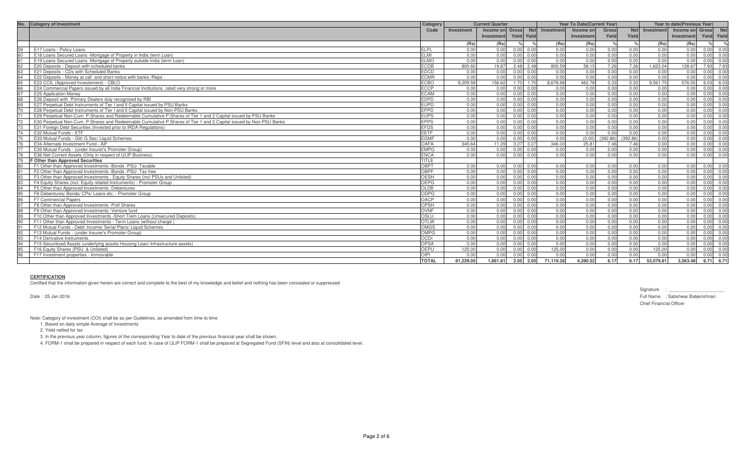| No. | Category of Investment | Category Code | Current Quarter | | | | Year To Date(Current Year) | | | | Year to date(Previous Year) | | | |
|---|---|---|---|---|---|---|---|---|---|---|---|---|---|---|
| | | | Investment | Income on Investment | Gross Yield | Net Yield | Investment | Income on Investment | Gross Yield | Net Yield | Investment | Income on Investment | Gross Yield | Net Yield |
| | | | (Rs) | (Rs) | % | % | (Rs) | (Rs) | % | % | (Rs) | (Rs) | % | % |
| 59 | E17 Loans - Policy Loans | ELPL | 0.00 | 0.00 | 0.00 | 0.00 | 0.00 | 0.00 | 0.00 | 0.00 | 0.00 | 0.00 | 0.00 | 0.00 |
| 60 | E18 Loans Secured Loans -Mortgage of Property in India (term Loan) | ELMI | 0.00 | 0.00 | 0.00 | 0.00 | 0.00 | 0.00 | 0.00 | 0.00 | 0.00 | 0.00 | 0.00 | 0.00 |
| 61 | E19 Loans Secured Loans -Mortgage of Property outside India (term Loan) | ELMO | 0.00 | 0.00 | 0.00 | 0.00 | 0.00 | 0.00 | 0.00 | 0.00 | 0.00 | 0.00 | 0.00 | 0.00 |
| 62 | E20 Deposits - Deposit with scheduled banks | ECDB | 800.60 | 19.87 | 2.48 | 2.48 | 800.59 | 58.15 | 7.26 | 7.26 | 1,623.04 | 128.67 | 7.93 | 7.93 |
| 63 | E21 Deposits - CDs with Scheduled Banks | EDCD | 0.00 | 0.00 | 0.00 | 0.00 | 0.00 | 0.00 | 0.00 | 0.00 | 0.00 | 0.00 | 0.00 | 0.00 |
| 64 | E22 Deposits - Money at call and short notice with banks /Repo | ECMR | 0.00 | 0.00 | 0.00 | 0.00 | 0.00 | 0.00 | 0.00 | 0.00 | 0.00 | 0.00 | 0.00 | 0.00 |
| 65 | E23 CCIL (Approved Investement) - CBLO | ECBO | 9,209.59 | 156.62 | 1.70 | 1.70 | 8,678.68 | 462.78 | 5.33 | 5.33 | 9,561.75 | 576.55 | 6.03 | 6.03 |
| 66 | E24 Commercial Papers issued by all India Financial Institutions rated very strong or more | ECCP | 0.00 | 0.00 | 0.00 | 0.00 | 0.00 | 0.00 | 0.00 | 0.00 | 0.00 | 0.00 | 0.00 | 0.00 |
| 67 | E25 Application Money | ECAM | 0.00 | 0.00 | 0.00 | 0.00 | 0.00 | 0.00 | 0.00 | 0.00 | 0.00 | 0.00 | 0.00 | 0.00 |
| 68 | E26 Deposit with Primary Dealers duly recognised by RBI | EDPD | 0.00 | 0.00 | 0.00 | 0.00 | 0.00 | 0.00 | 0.00 | 0.00 | 0.00 | 0.00 | 0.00 | 0.00 |
| 69 | E27 Perpetual Debt Instruments of Tier I and II Capital issued by PSU Banks | EUPD | 0.00 | 0.00 | 0.00 | 0.00 | 0.00 | 0.00 | 0.00 | 0.00 | 0.00 | 0.00 | 0.00 | 0.00 |
| 70 | E28 Perpetual Debt Instruments of Tier I and II Capital issued by Non-PSU Banks | EPPD | 0.00 | 0.00 | 0.00 | 0.00 | 0.00 | 0.00 | 0.00 | 0.00 | 0.00 | 0.00 | 0.00 | 0.00 |
| 71 | E29 Perpetual Non-Cum. P.Shares and Redeemable Cumulative P.Shares of Tier 1 and 2 Capital issued by PSU Banks | EUPS | 0.00 | 0.00 | 0.00 | 0.00 | 0.00 | 0.00 | 0.00 | 0.00 | 0.00 | 0.00 | 0.00 | 0.00 |
| 72 | E30 Perpetual Non-Cum. P.Shares and Redeemable Cumulative P.Shares of Tier 1 and 2 Capital issued by Non-PSU Banks | EPPS | 0.00 | 0.00 | 0.00 | 0.00 | 0.00 | 0.00 | 0.00 | 0.00 | 0.00 | 0.00 | 0.00 | 0.00 |
| 73 | E31 Foreign Debt Securities (Invested prior to IRDA Regulations) | EFDS | 0.00 | 0.00 | 0.00 | 0.00 | 0.00 | 0.00 | 0.00 | 0.00 | 0.00 | 0.00 | 0.00 | 0.00 |
| 74 | E32 Mutual Funds - ETF | EETF | 0.00 | 0.00 | 0.00 | 0.00 | 0.00 | 0.00 | 0.00 | 0.00 | 0.00 | 0.00 | 0.00 | 0.00 |
| 75 | E33 Mutual Funds - Gilt/ G Sec/ Liquid Schemes | EGMF | 0.00 | 0.00 | 0.00 | 0.00 | 0.00 | (0.00) | (392.86) | (392.86) | 0.00 | 0.00 | 0.00 | 0.00 |
| 76 | E34 Alternate Investment Fund - AIF | OAFA | 345.64 | 11.29 | 3.27 | 3.27 | 346.03 | 25.81 | 7.46 | 7.46 | 0.00 | 0.00 | 0.00 | 0.00 |
| 77 | E35 Mutual Funds - (under Insurer's Promoter Group) | EMPG | 0.00 | 0.00 | 0.00 | 0.00 | 0.00 | 0.00 | 0.00 | 0.00 | 0.00 | 0.00 | 0.00 | 0.00 |
| 78 | E36 Net Current Assets (Only in respect of ULIP Business) | ENCA | 0.00 | 0.00 | 0.00 | 0.00 | 0.00 | 0.00 | 0.00 | 0.00 | 0.00 | 0.00 | 0.00 | 0.00 |
| 79 | **F Other than Approved Securities** | TITLE | | | | | | | | | | | | |
| 80 | F1 Other than Approved Investments -Bonds -PSU- Taxable | OBPT | 0.00 | 0.00 | 0.00 | 0.00 | 0.00 | 0.00 | 0.00 | 0.00 | 0.00 | 0.00 | 0.00 | 0.00 |
| 81 | F2 Other than Approved Investments -Bonds -PSU- Tax free | OBPF | 0.00 | 0.00 | 0.00 | 0.00 | 0.00 | 0.00 | 0.00 | 0.00 | 0.00 | 0.00 | 0.00 | 0.00 |
| 82 | F3 Other than Approved Investments - Equity Shares (incl PSUs and Unlisted) | OESH | 0.00 | 0.00 | 0.00 | 0.00 | 0.00 | 0.00 | 0.00 | 0.00 | 0.00 | 0.00 | 0.00 | 0.00 |
| 83 | F4 Equity Shares (incl. Equity related Instruments) - Promoter Group | OEPG | 0.00 | 0.00 | 0.00 | 0.00 | 0.00 | 0.00 | 0.00 | 0.00 | 0.00 | 0.00 | 0.00 | 0.00 |
| 84 | F5 Other than Approved Investments -Debentures | OLDB | 0.00 | 0.00 | 0.00 | 0.00 | 0.00 | 0.00 | 0.00 | 0.00 | 0.00 | 0.00 | 0.00 | 0.00 |
| 85 | F6 Debentures/ Bonds/ CPs/ Loans etc. - Promoter Group | ODPG | 0.00 | 0.00 | 0.00 | 0.00 | 0.00 | 0.00 | 0.00 | 0.00 | 0.00 | 0.00 | 0.00 | 0.00 |
| 86 | F7 Commercial Papers | OACP | 0.00 | 0.00 | 0.00 | 0.00 | 0.00 | 0.00 | 0.00 | 0.00 | 0.00 | 0.00 | 0.00 | 0.00 |
| 87 | F8 Other than Approved Investments -Pref Shares | OPSH | 0.00 | 0.00 | 0.00 | 0.00 | 0.00 | 0.00 | 0.00 | 0.00 | 0.00 | 0.00 | 0.00 | 0.00 |
| 88 | F9 Other than Approved Investments -Venture fund | OVNF | 0.00 | 0.00 | 0.00 | 0.00 | 0.00 | 0.00 | 0.00 | 0.00 | 0.00 | 0.00 | 0.00 | 0.00 |
| 89 | F10 Other than Approved Investments -Short Trem Loans (Unsecured Deposits) | OSLU | 0.00 | 0.00 | 0.00 | 0.00 | 0.00 | 0.00 | 0.00 | 0.00 | 0.00 | 0.00 | 0.00 | 0.00 |
| 90 | F11 Other than Approved Investments - Term Loans (without charge ) | OTLW | 0.00 | 0.00 | 0.00 | 0.00 | 0.00 | 0.00 | 0.00 | 0.00 | 0.00 | 0.00 | 0.00 | 0.00 |
| 91 | F12 Mutual Funds - Debt/ Income/ Serial Plans/ Liquid Schemes | OMGS | 0.00 | 0.00 | 0.00 | 0.00 | 0.00 | 0.00 | 0.00 | 0.00 | 0.00 | 0.00 | 0.00 | 0.00 |
| 92 | F13 Mutual Funds - (under Insurer's Promoter Group) | OMPG | 0.00 | 0.00 | 0.00 | 0.00 | 0.00 | 0.00 | 0.00 | 0.00 | 0.00 | 0.00 | 0.00 | 0.00 |
| 93 | F14 Derivative Instruments | OCDI | 0.00 | 0.00 | 0.00 | 0.00 | 0.00 | 0.00 | 0.00 | 0.00 | 0.00 | 0.00 | 0.00 | 0.00 |
| 94 | F15 Securitised Assets (underlying assets Housing Loan/ Infrastructure assets) | OPSA | 0.00 | 0.00 | 0.00 | 0.00 | 0.00 | 0.00 | 0.00 | 0.00 | 0.00 | 0.00 | 0.00 | 0.00 |
| 95 | F16 Equity Shares (PSU & Unlisted) | OEPU | 125.00 | 0.00 | 0.00 | 0.00 | 125.00 | 0.00 | 0.00 | 0.00 | 125.00 | 0.00 | 0.00 | 0.00 |
| 96 | F17 Investment properties - Immovable | OIPI | 0.00 | 0.00 | 0.00 | 0.00 | 0.00 | 0.00 | 0.00 | 0.00 | 0.00 | 0.00 | 0.00 | 0.00 |
| | | TOTAL | 81,229.05 | 1,661.81 | 2.05 | 2.05 | 71,119.28 | 4,390.52 | 6.17 | 6.17 | 53,079.81 | 3,563.48 | 6.71 | 6.71 |

**CERTIFICATION**

Certified that the information given herein are correct and complete to the best of my knowledge and belief and nothing has been concealed or suppressed

Date : 25 Jan 2016

Signature : ____________________

Full Name : Satishwar Balakrishnan

Chief Financial Officer

Note: Category of investment (COI) shall be as per Guidelines, as amended from time to time

1. Based on daily simple Average of Investments

2. Yield netted for tax

3. In the previous year column, figures of the corresponding Year to date of the previous financial year shall be shown.

4. FORM-1 shall be prepared in respect of each fund. In case of ULIP FORM-1 shall be prepared at Segregated Fund (SFIN) level and also at consolidated level.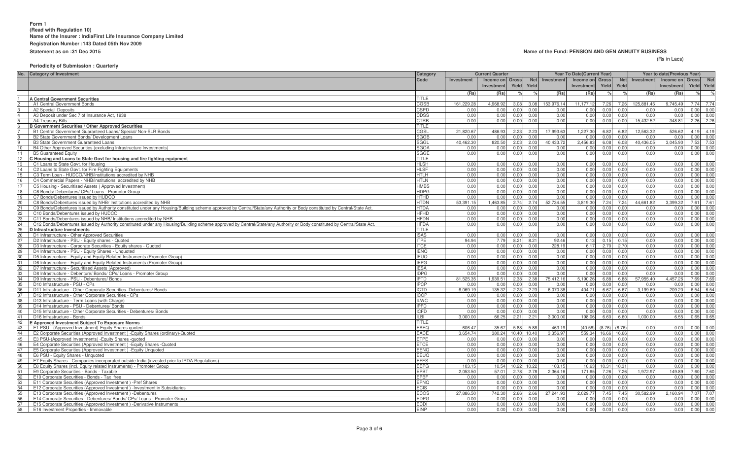**Form 1**
**(Read with Regulation 10)**
**Name of the Insurer : IndiaFirst Life Insurance Company Limited**
**Registration Number :143 Dated 05th Nov 2009**
**Statement as on :31 Dec 2015**

**Name of the Fund: PENSION AND GEN ANNUITY BUSINESS**

(Rs in Lacs)

**Periodicity of Submission : Quarterly**

| No. | Category of Investment | Category Code | Current Quarter | | | | Year To Date(Current Year) | | | | Year to date(Previous Year) | | | |
|---|---|---|---|---|---|---|---|---|---|---|---|---|---|---|
| | | | Investment | Income on Investment | Gross Yield | Net Yield | Investment | Income on Investment | Gross Yield | Net Yield | Investment | Income on Investment | Gross Yield | Net Yield |
| | | | (Rs) | (Rs) | % | % | (Rs) | (Rs) | % | % | (Rs) | (Rs) | % | % |
| 1 | **A Central Government Securities** | TITLE | | | | | | | | | | | | |
| 2 | A1 Central Government Bonds | CGSB | 161,229.28 | 4,968.92 | 3.08 | 3.08 | 153,976.14 | 11,177.12 | 7.26 | 7.26 | 125,881.45 | 9,745.49 | 7.74 | 7.74 |
| 3 | A2 Special Deposits | CSPD | 0.00 | 0.00 | 0.00 | 0.00 | 0.00 | 0.00 | 0.00 | 0.00 | 0.00 | 0.00 | 0.00 | 0.00 |
| 4 | A3 Deposit under Sec 7 of Insurance Act, 1938 | CDSS | 0.00 | 0.00 | 0.00 | 0.00 | 0.00 | 0.00 | 0.00 | 0.00 | 0.00 | 0.00 | 0.00 | 0.00 |
| 5 | A4 Treasury Bills | CTRB | 0.00 | 0.00 | 0.00 | 0.00 | 0.00 | 0.00 | 0.00 | 0.00 | 15,432.52 | 348.81 | 2.26 | 2.26 |
| 6 | **B Government Securities / Other Approved Securities** | TITLE | | | | | | | | | | | | |
| 7 | B1 Central Government Guaranteed Loans/ Special/ Non-SLR Bonds | CGSL | 21,820.67 | 486.93 | 2.23 | 2.23 | 17,993.63 | 1,227.30 | 6.82 | 6.82 | 12,563.32 | 526.62 | 4.19 | 4.19 |
| 8 | B2 State Government Bonds/ Development Loans | SGGB | 0.00 | 0.00 | 0.00 | 0.00 | 0.00 | 0.00 | 0.00 | 0.00 | 0.00 | 0.00 | 0.00 | 0.00 |
| 9 | B3 State Government Guaranteed Loans | SGGL | 40,462.30 | 820.50 | 2.03 | 2.03 | 40,433.72 | 2,456.83 | 6.08 | 6.08 | 40,436.05 | 3,045.90 | 7.53 | 7.53 |
| 10 | B4 Other Approved Securities (excluding Infrastructure Investments) | SGOA | 0.00 | 0.00 | 0.00 | 0.00 | 0.00 | 0.00 | 0.00 | 0.00 | 0.00 | 0.00 | 0.00 | 0.00 |
| 11 | B5 Guaranteed Equity | SGGE | 0.00 | 0.00 | 0.00 | 0.00 | 0.00 | 0.00 | 0.00 | 0.00 | 0.00 | 0.00 | 0.00 | 0.00 |
| 12 | **C Housing and Loans to State Govt for housing and fire fighting equipment** | TITLE | | | | | | | | | | | | |
| 13 | C1 Loans to State Govt. for Housing | HLSH | 0.00 | 0.00 | 0.00 | 0.00 | 0.00 | 0.00 | 0.00 | 0.00 | 0.00 | 0.00 | 0.00 | 0.00 |
| 14 | C2 Loans to State Govt. for Fire Fighting Equipments | HLSF | 0.00 | 0.00 | 0.00 | 0.00 | 0.00 | 0.00 | 0.00 | 0.00 | 0.00 | 0.00 | 0.00 | 0.00 |
| 15 | C3 Term Loan - HUDCO/NHB/Institutions accredited by NHB | HTLH | 0.00 | 0.00 | 0.00 | 0.00 | 0.00 | 0.00 | 0.00 | 0.00 | 0.00 | 0.00 | 0.00 | 0.00 |
| 16 | C4 Commercial Papers - NHB/Institutions accredited by NHB | HTLN | 0.00 | 0.00 | 0.00 | 0.00 | 0.00 | 0.00 | 0.00 | 0.00 | 0.00 | 0.00 | 0.00 | 0.00 |
| 17 | C5 Housing - Securitised Assets ( Approved Investment) | HMBS | 0.00 | 0.00 | 0.00 | 0.00 | 0.00 | 0.00 | 0.00 | 0.00 | 0.00 | 0.00 | 0.00 | 0.00 |
| 18 | C6 Bonds/ Debentures/ CPs/ Loans - Promotor Group | HDPG | 0.00 | 0.00 | 0.00 | 0.00 | 0.00 | 0.00 | 0.00 | 0.00 | 0.00 | 0.00 | 0.00 | 0.00 |
| 19 | C7 Bonds/Debentures issued by HUDCO | HTHD | 0.00 | 0.00 | 0.00 | 0.00 | 0.00 | 0.00 | 0.00 | 0.00 | 0.00 | 0.00 | 0.00 | 0.00 |
| 20 | C8 Bonds/Debentures issued by NHB/ Institutions accredited by NHB | HTDN | 53,391.15 | 1,463.85 | 2.74 | 2.74 | 52,734.55 | 3,819.30 | 7.24 | 7.24 | 44,661.82 | 3,399.32 | 7.61 | 7.61 |
| 21 | C9 Bonds/Debentures issued by Authority constituted under any Housing/Building scheme approved by Central/State/any Authority or Body constituted by Central/State Act. | HTDA | 0.00 | 0.00 | 0.00 | 0.00 | 0.00 | 0.00 | 0.00 | 0.00 | 0.00 | 0.00 | 0.00 | 0.00 |
| 22 | C10 Bonds/Debentures issued by HUDCO | HFHD | 0.00 | 0.00 | 0.00 | 0.00 | 0.00 | 0.00 | 0.00 | 0.00 | 0.00 | 0.00 | 0.00 | 0.00 |
| 23 | C11 Bonds/Debentures issued by NHB/ Institutions accredited by NHB | HFDN | 0.00 | 0.00 | 0.00 | 0.00 | 0.00 | 0.00 | 0.00 | 0.00 | 0.00 | 0.00 | 0.00 | 0.00 |
| 24 | C12 Bonds/Debentures issued by Authority constituted under any Housing/Building scheme approved by Central/State/any Authority or Body constituted by Central/State Act. | HFDA | 0.00 | 0.00 | 0.00 | 0.00 | 0.00 | 0.00 | 0.00 | 0.00 | 0.00 | 0.00 | 0.00 | 0.00 |
| 25 | **D Infrastructure Investments** | TITLE | | | | | | | | | | | | |
| 26 | D1 Infrastructure - Other Approved Securities | ISAS | 0.00 | 0.00 | 0.00 | 0.00 | 0.00 | 0.00 | 0.00 | 0.00 | 0.00 | 0.00 | 0.00 | 0.00 |
| 27 | D2 Infrastructure - PSU - Equity shares - Quoted | ITPE | 94.94 | 7.79 | 8.21 | 8.21 | 92.46 | 0.13 | 0.15 | 0.15 | 0.00 | 0.00 | 0.00 | 0.00 |
| 28 | D3 Infrastructure - Corporate Securities - Equity shares - Quoted | ITCE | 0.00 | 0.00 | 0.00 | 0.00 | 228.19 | 6.17 | 2.70 | 2.70 | 0.00 | 0.00 | 0.00 | 0.00 |
| 29 | D4 Infrastructure - PSU - Equity Shares - Unquoted | IENQ | 0.00 | 0.00 | 0.00 | 0.00 | 0.00 | 0.00 | 0.00 | 0.00 | 0.00 | 0.00 | 0.00 | 0.00 |
| 30 | D5 Infrastructure - Equity and Equity Related Instruments (Promoter Group) | IEUQ | 0.00 | 0.00 | 0.00 | 0.00 | 0.00 | 0.00 | 0.00 | 0.00 | 0.00 | 0.00 | 0.00 | 0.00 |
| 31 | D6 Infrastructure - Equity and Equity Related Instruments (Promoter Group) | IEPG | 0.00 | 0.00 | 0.00 | 0.00 | 0.00 | 0.00 | 0.00 | 0.00 | 0.00 | 0.00 | 0.00 | 0.00 |
| 32 | D7 Infrastructure - Securitised Assets (Approved) | IESA | 0.00 | 0.00 | 0.00 | 0.00 | 0.00 | 0.00 | 0.00 | 0.00 | 0.00 | 0.00 | 0.00 | 0.00 |
| 33 | D8 Infrastructure - Debenture/ Bonds/ CPs/ Loans - Promoter Group | IDPG | 0.00 | 0.00 | 0.00 | 0.00 | 0.00 | 0.00 | 0.00 | 0.00 | 0.00 | 0.00 | 0.00 | 0.00 |
| 34 | D9 Infrastructure - PSU - Debentures/ Bonds | IPTD | 81,525.35 | 1,939.51 | 2.38 | 2.38 | 75,412.16 | 5,190.26 | 6.88 | 6.88 | 57,955.40 | 4,457.26 | 7.69 | 7.69 |
| 35 | D10 Infrastructure - PSU - CPs | IPCP | 0.00 | 0.00 | 0.00 | 0.00 | 0.00 | 0.00 | 0.00 | 0.00 | 0.00 | 0.00 | 0.00 | 0.00 |
| 36 | D11 Infrastructure - Other Corporate Securities- Debentures/ Bonds | ICTD | 6,069.19 | 135.32 | 2.23 | 2.23 | 6,070.38 | 404.71 | 6.67 | 6.67 | 3,199.69 | 209.20 | 6.54 | 6.54 |
| 37 | D12 Infrastructure - Other Corporate Securities - CPs | ICCP | 0.00 | 0.00 | 0.00 | 0.00 | 0.00 | 0.00 | 0.00 | 0.00 | 0.00 | 0.00 | 0.00 | 0.00 |
| 38 | D13 Infrastructure - Term Loans (with Charge) | ILWC | 0.00 | 0.00 | 0.00 | 0.00 | 0.00 | 0.00 | 0.00 | 0.00 | 0.00 | 0.00 | 0.00 | 0.00 |
| 39 | D14 Infrastructure - PSU - Debentures/ Bonds | IPFD | 0.00 | 0.00 | 0.00 | 0.00 | 0.00 | 0.00 | 0.00 | 0.00 | 0.00 | 0.00 | 0.00 | 0.00 |
| 40 | D15 Infrastructure - Other Corporate Securities - Debentures/ Bonds | ICFD | 0.00 | 0.00 | 0.00 | 0.00 | 0.00 | 0.00 | 0.00 | 0.00 | 0.00 | 0.00 | 0.00 | 0.00 |
| 41 | D16 Infrastructure - Bonds | ILBI | 3,000.00 | 66.25 | 2.21 | 2.21 | 3,000.00 | 198.06 | 6.60 | 6.60 | 1,000.00 | 6.55 | 0.65 | 0.65 |
| 42 | **E Approved Investment Subject To Exposure Norms** | TITLE | | | | | | | | | | | | |
| 43 | E1 PSU - (Approved Investment)-Equity Shares quoted | EAEQ | 606.47 | 35.67 | 5.88 | 5.88 | 463.19 | (40.58) | (8.76) | (8.76) | 0.00 | 0.00 | 0.00 | 0.00 |
| 44 | E2 Corporate Securities (Approved Investment ) -Equity Shares (ordinary)-Quoted | EACE | 3,654.74 | 380.24 | 10.40 | 10.40 | 3,356.97 | 559.34 | 16.66 | 16.66 | 0.00 | 0.00 | 0.00 | 0.00 |
| 45 | E3 PSU-(Approved Investments) -Equity Shares -quoted | ETPE | 0.00 | 0.00 | 0.00 | 0.00 | 0.00 | 0.00 | 0.00 | 0.00 | 0.00 | 0.00 | 0.00 | 0.00 |
| 46 | E4 Corporate Securities (Approved Investment ) -Equity Shares -Quoted | ETCE | 0.00 | 0.00 | 0.00 | 0.00 | 0.00 | 0.00 | 0.00 | 0.00 | 0.00 | 0.00 | 0.00 | 0.00 |
| 47 | E5 Corporate Securities (Approved Investment ) -Equity Unquoted | EENQ | 0.00 | 0.00 | 0.00 | 0.00 | 0.00 | 0.00 | 0.00 | 0.00 | 0.00 | 0.00 | 0.00 | 0.00 |
| 48 | E6 PSU - Equity Shares - Unquoted | EEUQ | 0.00 | 0.00 | 0.00 | 0.00 | 0.00 | 0.00 | 0.00 | 0.00 | 0.00 | 0.00 | 0.00 | 0.00 |
| 49 | E7 Equity Shares - Companies incorporated outside India (invested prior to IRDA Regulations) | EFES | 0.00 | 0.00 | 0.00 | 0.00 | 0.00 | 0.00 | 0.00 | 0.00 | 0.00 | 0.00 | 0.00 | 0.00 |
| 50 | E8 Equity Shares (incl. Equity related Instruments) - Promoter Group | EEPG | 103.15 | 10.54 | 10.22 | 10.22 | 103.15 | 10.63 | 10.31 | 10.31 | 0.00 | 0.00 | 0.00 | 0.00 |
| 51 | E9 Corporate Securities - Bonds - Taxable | EPBT | 2,053.50 | 57.01 | 2.78 | 2.78 | 2,364.16 | 171.65 | 7.26 | 7.26 | 1,972.97 | 149.89 | 7.60 | 7.60 |
| 52 | E10 Corporate Securities - Bonds - Tax free | EPBF | 0.00 | 0.00 | 0.00 | 0.00 | 0.00 | 0.00 | 0.00 | 0.00 | 0.00 | 0.00 | 0.00 | 0.00 |
| 53 | E11 Corporate Securities (Approved Investment ) -Pref Shares | EPNQ | 0.00 | 0.00 | 0.00 | 0.00 | 0.00 | 0.00 | 0.00 | 0.00 | 0.00 | 0.00 | 0.00 | 0.00 |
| 54 | E12 Corporate Securities (Approved Investment ) -Investment in Subsidiaries | ECIS | 0.00 | 0.00 | 0.00 | 0.00 | 0.00 | 0.00 | 0.00 | 0.00 | 0.00 | 0.00 | 0.00 | 0.00 |
| 55 | E13 Corporate Securities (Approved Investment ) -Debentures | ECOS | 27,886.50 | 742.30 | 2.66 | 2.66 | 27,241.93 | 2,029.77 | 7.45 | 7.45 | 30,582.99 | 2,160.94 | 7.07 | 7.07 |
| 56 | E14 Corporate Securities - Debentures/ Bonds/ CPs/ Loans - Promoter Group | EDPG | 0.00 | 0.00 | 0.00 | 0.00 | 0.00 | 0.00 | 0.00 | 0.00 | 0.00 | 0.00 | 0.00 | 0.00 |
| 57 | E15 Corporate Securities (Approved Investment ) -Derivative Instruments | ECDI | 0.00 | 0.00 | 0.00 | 0.00 | 0.00 | 0.00 | 0.00 | 0.00 | 0.00 | 0.00 | 0.00 | 0.00 |
| 58 | E16 Investment Properties - Immovable | EINP | 0.00 | 0.00 | 0.00 | 0.00 | 0.00 | 0.00 | 0.00 | 0.00 | 0.00 | 0.00 | 0.00 | 0.00 |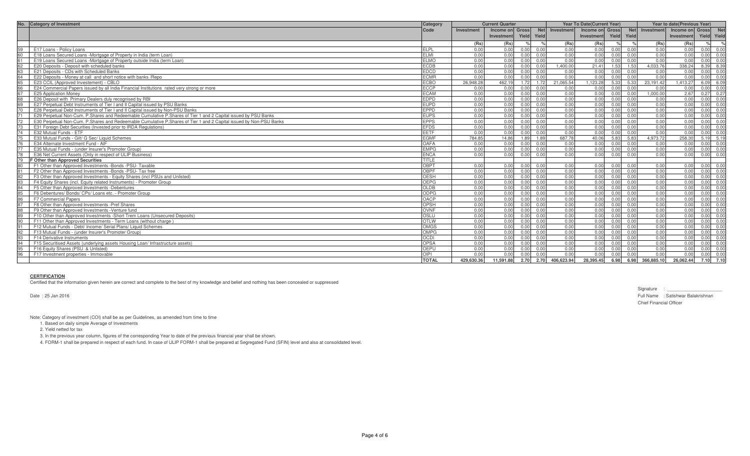| No. | Category of Investment | Category Code | Current Quarter | | | | Year To Date(Current Year) | | | | Year to date(Previous Year) | | | |
|---|---|---|---|---|---|---|---|---|---|---|---|---|---|---|
| | | | Investment | Income on Investment | Gross Yield | Net Yield | Investment | Income on Investment | Gross Yield | Net Yield | Investment | Income on Investment | Gross Yield | Net Yield |
| | | | (Rs) | (Rs) | % | % | (Rs) | (Rs) | % | % | (Rs) | (Rs) | % | % |
| 59 | E17 Loans - Policy Loans | ELPL | 0.00 | 0.00 | 0.00 | 0.00 | 0.00 | 0.00 | 0.00 | 0.00 | 0.00 | 0.00 | 0.00 | 0.00 |
| 60 | E18 Loans Secured Loans -Mortgage of Property in India (term Loan) | ELMI | 0.00 | 0.00 | 0.00 | 0.00 | 0.00 | 0.00 | 0.00 | 0.00 | 0.00 | 0.00 | 0.00 | 0.00 |
| 61 | E19 Loans Secured Loans -Mortgage of Property outside India (term Loan) | ELMO | 0.00 | 0.00 | 0.00 | 0.00 | 0.00 | 0.00 | 0.00 | 0.00 | 0.00 | 0.00 | 0.00 | 0.00 |
| 62 | E20 Deposits - Deposit with scheduled banks | ECDB | 0.00 | 0.00 | 0.00 | 0.00 | 1,400.00 | 21.41 | 1.53 | 1.53 | 4,033.76 | 338.24 | 8.39 | 8.39 |
| 63 | E21 Deposits - CDs with Scheduled Banks | EDCD | 0.00 | 0.00 | 0.00 | 0.00 | 0.00 | 0.00 | 0.00 | 0.00 | 0.00 | 0.00 | 0.00 | 0.00 |
| 64 | E22 Deposits - Money at call and short notice with banks /Repo | ECMR | 0.00 | 0.00 | 0.00 | 0.00 | 0.00 | 0.00 | 0.00 | 0.00 | 0.00 | 0.00 | 0.00 | 0.00 |
| 65 | E23 CCIL (Approved Investement) - CBLO | ECBO | 26,948.28 | 462.19 | 1.72 | 1.72 | 21,065.54 | 1,123.28 | 5.33 | 5.33 | 23,191.42 | 1,413.27 | 6.09 | 6.09 |
| 66 | E24 Commercial Papers issued by all India Financial Institutions rated very strong or more | ECCP | 0.00 | 0.00 | 0.00 | 0.00 | 0.00 | 0.00 | 0.00 | 0.00 | 0.00 | 0.00 | 0.00 | 0.00 |
| 67 | E25 Application Money | ECAM | 0.00 | 0.00 | 0.00 | 0.00 | 0.00 | 0.00 | 0.00 | 0.00 | 1,000.00 | 2.67 | 0.27 | 0.27 |
| 68 | E26 Deposit with Primary Dealers duly recognised by RBI | EDPD | 0.00 | 0.00 | 0.00 | 0.00 | 0.00 | 0.00 | 0.00 | 0.00 | 0.00 | 0.00 | 0.00 | 0.00 |
| 69 | E27 Perpetual Debt Instruments of Tier I and II Capital issued by PSU Banks | EUPD | 0.00 | 0.00 | 0.00 | 0.00 | 0.00 | 0.00 | 0.00 | 0.00 | 0.00 | 0.00 | 0.00 | 0.00 |
| 70 | E28 Perpetual Debt Instruments of Tier I and II Capital issued by Non-PSU Banks | EPPD | 0.00 | 0.00 | 0.00 | 0.00 | 0.00 | 0.00 | 0.00 | 0.00 | 0.00 | 0.00 | 0.00 | 0.00 |
| 71 | E29 Perpetual Non-Cum. P.Shares and Redeemable Cumulative P.Shares of Tier 1 and 2 Capital issued by PSU Banks | EUPS | 0.00 | 0.00 | 0.00 | 0.00 | 0.00 | 0.00 | 0.00 | 0.00 | 0.00 | 0.00 | 0.00 | 0.00 |
| 72 | E30 Perpetual Non-Cum. P.Shares and Redeemable Cumulative P.Shares of Tier 1 and 2 Capital issued by Non-PSU Banks | EPPS | 0.00 | 0.00 | 0.00 | 0.00 | 0.00 | 0.00 | 0.00 | 0.00 | 0.00 | 0.00 | 0.00 | 0.00 |
| 73 | E31 Foreign Debt Securities (Invested prior to IRDA Regulations) | EFDS | 0.00 | 0.00 | 0.00 | 0.00 | 0.00 | 0.00 | 0.00 | 0.00 | 0.00 | 0.00 | 0.00 | 0.00 |
| 74 | E32 Mutual Funds - ETF | EETF | 0.00 | 0.00 | 0.00 | 0.00 | 0.00 | 0.00 | 0.00 | 0.00 | 0.00 | 0.00 | 0.00 | 0.00 |
| 75 | E33 Mutual Funds - Gilt/ G Sec/ Liquid Schemes | EGMF | 784.85 | 14.86 | 1.89 | 1.89 | 687.78 | 40.06 | 5.83 | 5.83 | 4,973.72 | 258.30 | 5.19 | 5.19 |
| 76 | E34 Alternate Investment Fund - AIF | OAFA | 0.00 | 0.00 | 0.00 | 0.00 | 0.00 | 0.00 | 0.00 | 0.00 | 0.00 | 0.00 | 0.00 | 0.00 |
| 77 | E35 Mutual Funds - (under Insurer's Promoter Group) | EMPG | 0.00 | 0.00 | 0.00 | 0.00 | 0.00 | 0.00 | 0.00 | 0.00 | 0.00 | 0.00 | 0.00 | 0.00 |
| 78 | E36 Net Current Assets (Only in respect of ULIP Business) | ENCA | 0.00 | 0.00 | 0.00 | 0.00 | 0.00 | 0.00 | 0.00 | 0.00 | 0.00 | 0.00 | 0.00 | 0.00 |
| 79 | **F Other than Approved Securities** | TITLE | | | | | | | | | | | | |
| 80 | F1 Other than Approved Investments -Bonds -PSU- Taxable | OBPT | 0.00 | 0.00 | 0.00 | 0.00 | 0.00 | 0.00 | 0.00 | 0.00 | 0.00 | 0.00 | 0.00 | 0.00 |
| 81 | F2 Other than Approved Investments -Bonds -PSU- Tax free | OBPF | 0.00 | 0.00 | 0.00 | 0.00 | 0.00 | 0.00 | 0.00 | 0.00 | 0.00 | 0.00 | 0.00 | 0.00 |
| 82 | F3 Other than Approved Investments - Equity Shares (incl PSUs and Unlisted) | OESH | 0.00 | 0.00 | 0.00 | 0.00 | 0.00 | 0.00 | 0.00 | 0.00 | 0.00 | 0.00 | 0.00 | 0.00 |
| 83 | F4 Equity Shares (incl. Equity related Instruments) - Promoter Group | OEPG | 0.00 | 0.00 | 0.00 | 0.00 | 0.00 | 0.00 | 0.00 | 0.00 | 0.00 | 0.00 | 0.00 | 0.00 |
| 84 | F5 Other than Approved Investments -Debentures | OLDB | 0.00 | 0.00 | 0.00 | 0.00 | 0.00 | 0.00 | 0.00 | 0.00 | 0.00 | 0.00 | 0.00 | 0.00 |
| 85 | F6 Debentures/ Bonds/ CPs/ Loans etc. - Promoter Group | ODPG | 0.00 | 0.00 | 0.00 | 0.00 | 0.00 | 0.00 | 0.00 | 0.00 | 0.00 | 0.00 | 0.00 | 0.00 |
| 86 | F7 Commercial Papers | OACP | 0.00 | 0.00 | 0.00 | 0.00 | 0.00 | 0.00 | 0.00 | 0.00 | 0.00 | 0.00 | 0.00 | 0.00 |
| 87 | F8 Other than Approved Investments -Pref Shares | OPSH | 0.00 | 0.00 | 0.00 | 0.00 | 0.00 | 0.00 | 0.00 | 0.00 | 0.00 | 0.00 | 0.00 | 0.00 |
| 88 | F9 Other than Approved Investments -Venture fund | OVNF | 0.00 | 0.00 | 0.00 | 0.00 | 0.00 | 0.00 | 0.00 | 0.00 | 0.00 | 0.00 | 0.00 | 0.00 |
| 89 | F10 Other than Approved Investments -Short Trem Loans (Unsecured Deposits) | OSLU | 0.00 | 0.00 | 0.00 | 0.00 | 0.00 | 0.00 | 0.00 | 0.00 | 0.00 | 0.00 | 0.00 | 0.00 |
| 90 | F11 Other than Approved Investments - Term Loans (without charge ) | OTLW | 0.00 | 0.00 | 0.00 | 0.00 | 0.00 | 0.00 | 0.00 | 0.00 | 0.00 | 0.00 | 0.00 | 0.00 |
| 91 | F12 Mutual Funds - Debt/ Income/ Serial Plans/ Liquid Schemes | OMGS | 0.00 | 0.00 | 0.00 | 0.00 | 0.00 | 0.00 | 0.00 | 0.00 | 0.00 | 0.00 | 0.00 | 0.00 |
| 92 | F13 Mutual Funds - (under Insurer's Promoter Group) | OMPG | 0.00 | 0.00 | 0.00 | 0.00 | 0.00 | 0.00 | 0.00 | 0.00 | 0.00 | 0.00 | 0.00 | 0.00 |
| 93 | F14 Derivative Instruments | OCDI | 0.00 | 0.00 | 0.00 | 0.00 | 0.00 | 0.00 | 0.00 | 0.00 | 0.00 | 0.00 | 0.00 | 0.00 |
| 94 | F15 Securitised Assets (underlying assets Housing Loan/ Infrastructure assets) | OPSA | 0.00 | 0.00 | 0.00 | 0.00 | 0.00 | 0.00 | 0.00 | 0.00 | 0.00 | 0.00 | 0.00 | 0.00 |
| 95 | F16 Equity Shares (PSU & Unlisted) | OEPU | 0.00 | 0.00 | 0.00 | 0.00 | 0.00 | 0.00 | 0.00 | 0.00 | 0.00 | 0.00 | 0.00 | 0.00 |
| 96 | F17 Investment properties - Immovable | OIPI | 0.00 | 0.00 | 0.00 | 0.00 | 0.00 | 0.00 | 0.00 | 0.00 | 0.00 | 0.00 | 0.00 | 0.00 |
| | | **TOTAL** | **429,630.36** | **11,591.88** | **2.70** | **2.70** | **406,623.94** | **28,395.45** | **6.98** | **6.98** | **366,885.10** | **26,062.44** | **7.10** | **7.10** |

**CERTIFICATION**

Certified that the information given herein are correct and complete to the best of my knowledge and belief and nothing has been concealed or suppressed

Date : 25 Jan 2016

Signature : ____________________

Full Name : Satishwar Balakrishnan

Chief Financial Officer

Note: Category of investment (COI) shall be as per Guidelines, as amended from time to time

1. Based on daily simple Average of Investments

2. Yield netted for tax

3. In the previous year column, figures of the corresponding Year to date of the previous financial year shall be shown.

4. FORM-1 shall be prepared in respect of each fund. In case of ULIP FORM-1 shall be prepared at Segregated Fund (SFIN) level and also at consolidated level.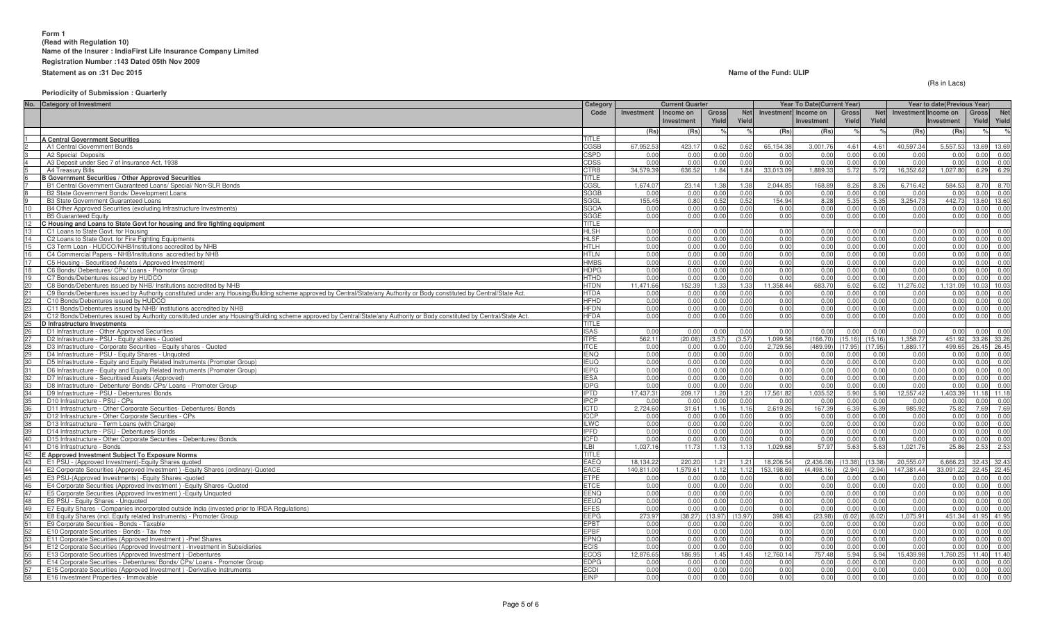**Form 1**
**(Read with Regulation 10)**
**Name of the Insurer : IndiaFirst Life Insurance Company Limited**
**Registration Number :143 Dated 05th Nov 2009**
**Statement as on :31 Dec 2015**

**Name of the Fund: ULIP**

(Rs in Lacs)

**Periodicity of Submission : Quarterly**

| No. | Category of Investment | Category Code | Current Quarter | | | | Year To Date(Current Year) | | | | Year to date(Previous Year) | | | |
|---|---|---|---|---|---|---|---|---|---|---|---|---|---|---|
| | | | Investment | Income on Investment | Gross Yield | Net Yield | Investment | Income on Investment | Gross Yield | Net Yield | Investment | Income on Investment | Gross Yield | Net Yield |
| | | | (Rs) | (Rs) | % | % | (Rs) | (Rs) | % | % | (Rs) | (Rs) | % | % |
| 1 | A Central Government Securities | TITLE | | | | | | | | | | | | |
| 2 | A1 Central Government Bonds | CGSB | 67,952.53 | 423.17 | 0.62 | 0.62 | 65,154.38 | 3,001.76 | 4.61 | 4.61 | 40,597.34 | 5,557.53 | 13.69 | 13.69 |
| 3 | A2 Special Deposits | CSPD | 0.00 | 0.00 | 0.00 | 0.00 | 0.00 | 0.00 | 0.00 | 0.00 | 0.00 | 0.00 | 0.00 | 0.00 |
| 4 | A3 Deposit under Sec 7 of Insurance Act, 1938 | CDSS | 0.00 | 0.00 | 0.00 | 0.00 | 0.00 | 0.00 | 0.00 | 0.00 | 0.00 | 0.00 | 0.00 | 0.00 |
| 5 | A4 Treasury Bills | CTRB | 34,579.39 | 636.52 | 1.84 | 1.84 | 33,013.09 | 1,889.33 | 5.72 | 5.72 | 16,352.62 | 1,027.80 | 6.29 | 6.29 |
| 6 | B Government Securities / Other Approved Securities | TITLE | | | | | | | | | | | | |
| 7 | B1 Central Government Guaranteed Loans/ Special/ Non-SLR Bonds | CGSL | 1,674.07 | 23.14 | 1.38 | 1.38 | 2,044.85 | 168.89 | 8.26 | 8.26 | 6,716.42 | 584.53 | 8.70 | 8.70 |
| 8 | B2 State Government Bonds/ Development Loans | SGGB | 0.00 | 0.00 | 0.00 | 0.00 | 0.00 | 0.00 | 0.00 | 0.00 | 0.00 | 0.00 | 0.00 | 0.00 |
| 9 | B3 State Government Guaranteed Loans | SGGL | 155.45 | 0.80 | 0.52 | 0.52 | 154.94 | 8.28 | 5.35 | 5.35 | 3,254.73 | 442.73 | 13.60 | 13.60 |
| 10 | B4 Other Approved Securities (excluding Infrastructure Investments) | SGOA | 0.00 | 0.00 | 0.00 | 0.00 | 0.00 | 0.00 | 0.00 | 0.00 | 0.00 | 0.00 | 0.00 | 0.00 |
| 11 | B5 Guaranteed Equity | SGGE | 0.00 | 0.00 | 0.00 | 0.00 | 0.00 | 0.00 | 0.00 | 0.00 | 0.00 | 0.00 | 0.00 | 0.00 |
| 12 | C Housing and Loans to State Govt for housing and fire fighting equipment | TITLE | | | | | | | | | | | | |
| 13 | C1 Loans to State Govt. for Housing | HLSH | 0.00 | 0.00 | 0.00 | 0.00 | 0.00 | 0.00 | 0.00 | 0.00 | 0.00 | 0.00 | 0.00 | 0.00 |
| 14 | C2 Loans to State Govt. for Fire Fighting Equipments | HLSF | 0.00 | 0.00 | 0.00 | 0.00 | 0.00 | 0.00 | 0.00 | 0.00 | 0.00 | 0.00 | 0.00 | 0.00 |
| 15 | C3 Term Loan - HUDCO/NHB/Institutions accredited by NHB | HTLH | 0.00 | 0.00 | 0.00 | 0.00 | 0.00 | 0.00 | 0.00 | 0.00 | 0.00 | 0.00 | 0.00 | 0.00 |
| 16 | C4 Commercial Papers - NHB/Institutions accredited by NHB | HTLN | 0.00 | 0.00 | 0.00 | 0.00 | 0.00 | 0.00 | 0.00 | 0.00 | 0.00 | 0.00 | 0.00 | 0.00 |
| 17 | C5 Housing - Securitised Assets ( Approved Investment) | HMBS | 0.00 | 0.00 | 0.00 | 0.00 | 0.00 | 0.00 | 0.00 | 0.00 | 0.00 | 0.00 | 0.00 | 0.00 |
| 18 | C6 Bonds/ Debentures/ CPs/ Loans - Promotor Group | HDPG | 0.00 | 0.00 | 0.00 | 0.00 | 0.00 | 0.00 | 0.00 | 0.00 | 0.00 | 0.00 | 0.00 | 0.00 |
| 19 | C7 Bonds/Debentures issued by HUDCO | HTHD | 0.00 | 0.00 | 0.00 | 0.00 | 0.00 | 0.00 | 0.00 | 0.00 | 0.00 | 0.00 | 0.00 | 0.00 |
| 20 | C8 Bonds/Debentures issued by NHB/ Institutions accredited by NHB | HTDN | 11,471.66 | 152.39 | 1.33 | 1.33 | 11,358.44 | 683.70 | 6.02 | 6.02 | 11,276.02 | 1,131.09 | 10.03 | 10.03 |
| 21 | C9 Bonds/Debentures issued by Authority constituted under any Housing/Building scheme approved by Central/State/any Authority or Body constituted by Central/State Act. | HTDA | 0.00 | 0.00 | 0.00 | 0.00 | 0.00 | 0.00 | 0.00 | 0.00 | 0.00 | 0.00 | 0.00 | 0.00 |
| 22 | C10 Bonds/Debentures issued by HUDCO | HFHD | 0.00 | 0.00 | 0.00 | 0.00 | 0.00 | 0.00 | 0.00 | 0.00 | 0.00 | 0.00 | 0.00 | 0.00 |
| 23 | C11 Bonds/Debentures issued by NHB/ Institutions accredited by NHB | HFDN | 0.00 | 0.00 | 0.00 | 0.00 | 0.00 | 0.00 | 0.00 | 0.00 | 0.00 | 0.00 | 0.00 | 0.00 |
| 24 | C12 Bonds/Debentures issued by Authority constituted under any Housing/Building scheme approved by Central/State/any Authority or Body constituted by Central/State Act. | HFDA | 0.00 | 0.00 | 0.00 | 0.00 | 0.00 | 0.00 | 0.00 | 0.00 | 0.00 | 0.00 | 0.00 | 0.00 |
| 25 | D Infrastructure Investments | TITLE | | | | | | | | | | | | |
| 26 | D1 Infrastructure - Other Approved Securities | ISAS | 0.00 | 0.00 | 0.00 | 0.00 | 0.00 | 0.00 | 0.00 | 0.00 | 0.00 | 0.00 | 0.00 | 0.00 |
| 27 | D2 Infrastructure - PSU - Equity shares - Quoted | ITPE | 562.11 | (20.08) | (3.57) | (3.57) | 1,099.58 | (166.70) | (15.16) | (15.16) | 1,358.77 | 451.92 | 33.26 | 33.26 |
| 28 | D3 Infrastructure - Corporate Securities - Equity shares - Quoted | ITCE | 0.00 | 0.00 | 0.00 | 0.00 | 2,729.56 | (489.99) | (17.95) | (17.95) | 1,889.17 | 499.65 | 26.45 | 26.45 |
| 29 | D4 Infrastructure - PSU - Equity Shares - Unquoted | IENQ | 0.00 | 0.00 | 0.00 | 0.00 | 0.00 | 0.00 | 0.00 | 0.00 | 0.00 | 0.00 | 0.00 | 0.00 |
| 30 | D5 Infrastructure - Equity and Equity Related Instruments (Promoter Group) | IEUQ | 0.00 | 0.00 | 0.00 | 0.00 | 0.00 | 0.00 | 0.00 | 0.00 | 0.00 | 0.00 | 0.00 | 0.00 |
| 31 | D6 Infrastructure - Equity and Equity Related Instruments (Promoter Group) | IEPG | 0.00 | 0.00 | 0.00 | 0.00 | 0.00 | 0.00 | 0.00 | 0.00 | 0.00 | 0.00 | 0.00 | 0.00 |
| 32 | D7 Infrastructure - Securitised Assets (Approved) | IESA | 0.00 | 0.00 | 0.00 | 0.00 | 0.00 | 0.00 | 0.00 | 0.00 | 0.00 | 0.00 | 0.00 | 0.00 |
| 33 | D8 Infrastructure - Debenture/ Bonds/ CPs/ Loans - Promoter Group | IDPG | 0.00 | 0.00 | 0.00 | 0.00 | 0.00 | 0.00 | 0.00 | 0.00 | 0.00 | 0.00 | 0.00 | 0.00 |
| 34 | D9 Infrastructure - PSU - Debentures/ Bonds | IPTD | 17,437.31 | 209.17 | 1.20 | 1.20 | 17,561.82 | 1,035.52 | 5.90 | 5.90 | 12,557.42 | 1,403.39 | 11.18 | 11.18 |
| 35 | D10 Infrastructure - PSU - CPs | IPCP | 0.00 | 0.00 | 0.00 | 0.00 | 0.00 | 0.00 | 0.00 | 0.00 | 0.00 | 0.00 | 0.00 | 0.00 |
| 36 | D11 Infrastructure - Other Corporate Securities- Debentures/ Bonds | ICTD | 2,724.60 | 31.61 | 1.16 | 1.16 | 2,619.26 | 167.39 | 6.39 | 6.39 | 985.92 | 75.82 | 7.69 | 7.69 |
| 37 | D12 Infrastructure - Other Corporate Securities - CPs | ICCP | 0.00 | 0.00 | 0.00 | 0.00 | 0.00 | 0.00 | 0.00 | 0.00 | 0.00 | 0.00 | 0.00 | 0.00 |
| 38 | D13 Infrastructure - Term Loans (with Charge) | ILWC | 0.00 | 0.00 | 0.00 | 0.00 | 0.00 | 0.00 | 0.00 | 0.00 | 0.00 | 0.00 | 0.00 | 0.00 |
| 39 | D14 Infrastructure - PSU - Debentures/ Bonds | IPFD | 0.00 | 0.00 | 0.00 | 0.00 | 0.00 | 0.00 | 0.00 | 0.00 | 0.00 | 0.00 | 0.00 | 0.00 |
| 40 | D15 Infrastructure - Other Corporate Securities - Debentures/ Bonds | ICFD | 0.00 | 0.00 | 0.00 | 0.00 | 0.00 | 0.00 | 0.00 | 0.00 | 0.00 | 0.00 | 0.00 | 0.00 |
| 41 | D16 Infrastructure - Bonds | ILBI | 1,037.16 | 11.73 | 1.13 | 1.13 | 1,029.68 | 57.97 | 5.63 | 5.63 | 1,021.76 | 25.86 | 2.53 | 2.53 |
| 42 | E Approved Investment Subject To Exposure Norms | TITLE | | | | | | | | | | | | |
| 43 | E1 PSU - (Approved Investment)-Equity Shares quoted | EAEQ | 18,134.22 | 220.20 | 1.21 | 1.21 | 18,206.54 | (2,436.08) | (13.38) | (13.38) | 20,555.07 | 6,666.23 | 32.43 | 32.43 |
| 44 | E2 Corporate Securities (Approved Investment ) -Equity Shares (ordinary)-Quoted | EACE | 140,811.00 | 1,579.61 | 1.12 | 1.12 | 153,198.69 | (4,498.16) | (2.94) | (2.94) | 147,381.44 | 33,091.22 | 22.45 | 22.45 |
| 45 | E3 PSU-(Approved Investments) -Equity Shares -quoted | ETPE | 0.00 | 0.00 | 0.00 | 0.00 | 0.00 | 0.00 | 0.00 | 0.00 | 0.00 | 0.00 | 0.00 | 0.00 |
| 46 | E4 Corporate Securities (Approved Investment ) -Equity Shares -Quoted | ETCE | 0.00 | 0.00 | 0.00 | 0.00 | 0.00 | 0.00 | 0.00 | 0.00 | 0.00 | 0.00 | 0.00 | 0.00 |
| 47 | E5 Corporate Securities (Approved Investment ) -Equity Unquoted | EENQ | 0.00 | 0.00 | 0.00 | 0.00 | 0.00 | 0.00 | 0.00 | 0.00 | 0.00 | 0.00 | 0.00 | 0.00 |
| 48 | E6 PSU - Equity Shares - Unquoted | EEUQ | 0.00 | 0.00 | 0.00 | 0.00 | 0.00 | 0.00 | 0.00 | 0.00 | 0.00 | 0.00 | 0.00 | 0.00 |
| 49 | E7 Equity Shares - Companies incorporated outside India (invested prior to IRDA Regulations) | EFES | 0.00 | 0.00 | 0.00 | 0.00 | 0.00 | 0.00 | 0.00 | 0.00 | 0.00 | 0.00 | 0.00 | 0.00 |
| 50 | E8 Equity Shares (incl. Equity related Instruments) - Promoter Group | EEPG | 273.97 | (38.27) | (13.97) | (13.97) | 398.43 | (23.98) | (6.02) | (6.02) | 1,075.91 | 451.34 | 41.95 | 41.95 |
| 51 | E9 Corporate Securities - Bonds - Taxable | EPBT | 0.00 | 0.00 | 0.00 | 0.00 | 0.00 | 0.00 | 0.00 | 0.00 | 0.00 | 0.00 | 0.00 | 0.00 |
| 52 | E10 Corporate Securities - Bonds - Tax free | EPBF | 0.00 | 0.00 | 0.00 | 0.00 | 0.00 | 0.00 | 0.00 | 0.00 | 0.00 | 0.00 | 0.00 | 0.00 |
| 53 | E11 Corporate Securities (Approved Investment ) -Pref Shares | EPNQ | 0.00 | 0.00 | 0.00 | 0.00 | 0.00 | 0.00 | 0.00 | 0.00 | 0.00 | 0.00 | 0.00 | 0.00 |
| 54 | E12 Corporate Securities (Approved Investment ) -Investment in Subsidiaries | ECIS | 0.00 | 0.00 | 0.00 | 0.00 | 0.00 | 0.00 | 0.00 | 0.00 | 0.00 | 0.00 | 0.00 | 0.00 |
| 55 | E13 Corporate Securities (Approved Investment ) -Debentures | ECOS | 12,876.65 | 186.95 | 1.45 | 1.45 | 12,760.14 | 757.48 | 5.94 | 5.94 | 15,439.98 | 1,760.25 | 11.40 | 11.40 |
| 56 | E14 Corporate Securities - Debentures/ Bonds/ CPs/ Loans - Promoter Group | EDPG | 0.00 | 0.00 | 0.00 | 0.00 | 0.00 | 0.00 | 0.00 | 0.00 | 0.00 | 0.00 | 0.00 | 0.00 |
| 57 | E15 Corporate Securities (Approved Investment ) -Derivative Instruments | ECDI | 0.00 | 0.00 | 0.00 | 0.00 | 0.00 | 0.00 | 0.00 | 0.00 | 0.00 | 0.00 | 0.00 | 0.00 |
| 58 | E16 Investment Properties - Immovable | EINP | 0.00 | 0.00 | 0.00 | 0.00 | 0.00 | 0.00 | 0.00 | 0.00 | 0.00 | 0.00 | 0.00 | 0.00 |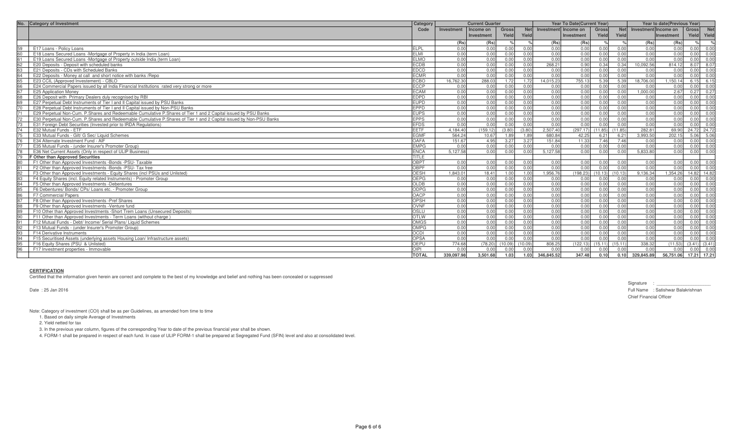| No. | Category of Investment | Category Code | Current Quarter | | | | Year To Date(Current Year) | | | | Year to date(Previous Year) | | | |
|---|---|---|---|---|---|---|---|---|---|---|---|---|---|---|
| | | | Investment | Income on Investment | Gross Yield | Net Yield | Investment | Income on Investment | Gross Yield | Net Yield | Investment | Income on Investment | Gross Yield | Net Yield |
| | | | (Rs) | (Rs) | % | % | (Rs) | (Rs) | % | % | (Rs) | (Rs) | % | % |
| 59 | E17 Loans - Policy Loans | ELPL | 0.00 | 0.00 | 0.00 | 0.00 | 0.00 | 0.00 | 0.00 | 0.00 | 0.00 | 0.00 | 0.00 | 0.00 |
| 60 | E18 Loans Secured Loans -Mortgage of Property in India (term Loan) | ELMI | 0.00 | 0.00 | 0.00 | 0.00 | 0.00 | 0.00 | 0.00 | 0.00 | 0.00 | 0.00 | 0.00 | 0.00 |
| 61 | E19 Loans Secured Loans -Mortgage of Property outside India (term Loan) | ELMO | 0.00 | 0.00 | 0.00 | 0.00 | 0.00 | 0.00 | 0.00 | 0.00 | 0.00 | 0.00 | 0.00 | 0.00 |
| 62 | E20 Deposits - Deposit with scheduled banks | ECDB | 0.00 | 0.00 | 0.00 | 0.00 | 268.21 | 0.90 | 0.34 | 0.34 | 10,092.56 | 814.12 | 8.07 | 8.07 |
| 63 | E21 Deposits - CDs with Scheduled Banks | EDCD | 0.00 | 0.00 | 0.00 | 0.00 | 0.00 | 0.00 | 0.00 | 0.00 | 0.00 | 0.00 | 0.00 | 0.00 |
| 64 | E22 Deposits - Money at call and short notice with banks /Repo | ECMR | 0.00 | 0.00 | 0.00 | 0.00 | 0.00 | 0.00 | 0.00 | 0.00 | 0.00 | 0.00 | 0.00 | 0.00 |
| 65 | E23 CCIL (Approved Investement) - CBLO | ECBO | 16,762.30 | 288.03 | 1.72 | 1.72 | 14,015.23 | 755.13 | 5.39 | 5.39 | 18,706.00 | 1,150.14 | 6.15 | 6.15 |
| 66 | E24 Commercial Papers issued by all India Financial Institutions rated very strong or more | ECCP | 0.00 | 0.00 | 0.00 | 0.00 | 0.00 | 0.00 | 0.00 | 0.00 | 0.00 | 0.00 | 0.00 | 0.00 |
| 67 | E25 Application Money | ECAM | 0.00 | 0.00 | 0.00 | 0.00 | 0.00 | 0.00 | 0.00 | 0.00 | 1,000.00 | 2.67 | 0.27 | 0.27 |
| 68 | E26 Deposit with Primary Dealers duly recognised by RBI | EDPD | 0.00 | 0.00 | 0.00 | 0.00 | 0.00 | 0.00 | 0.00 | 0.00 | 0.00 | 0.00 | 0.00 | 0.00 |
| 69 | E27 Perpetual Debt Instruments of Tier I and II Capital issued by PSU Banks | EUPD | 0.00 | 0.00 | 0.00 | 0.00 | 0.00 | 0.00 | 0.00 | 0.00 | 0.00 | 0.00 | 0.00 | 0.00 |
| 70 | E28 Perpetual Debt Instruments of Tier I and II Capital issued by Non-PSU Banks | EPPD | 0.00 | 0.00 | 0.00 | 0.00 | 0.00 | 0.00 | 0.00 | 0.00 | 0.00 | 0.00 | 0.00 | 0.00 |
| 71 | E29 Perpetual Non-Cum. P.Shares and Redeemable Cumulative P.Shares of Tier 1 and 2 Capital issued by PSU Banks | EUPS | 0.00 | 0.00 | 0.00 | 0.00 | 0.00 | 0.00 | 0.00 | 0.00 | 0.00 | 0.00 | 0.00 | 0.00 |
| 72 | E30 Perpetual Non-Cum. P.Shares and Redeemable Cumulative P.Shares of Tier 1 and 2 Capital issued by Non-PSU Banks | EPPS | 0.00 | 0.00 | 0.00 | 0.00 | 0.00 | 0.00 | 0.00 | 0.00 | 0.00 | 0.00 | 0.00 | 0.00 |
| 73 | E31 Foreign Debt Securities (Invested prior to IRDA Regulations) | EFDS | 0.00 | 0.00 | 0.00 | 0.00 | 0.00 | 0.00 | 0.00 | 0.00 | 0.00 | 0.00 | 0.00 | 0.00 |
| 74 | E32 Mutual Funds - ETF | EETF | 4,184.40 | (159.12) | (3.80) | (3.80) | 2,507.40 | (297.17) | (11.85) | (11.85) | 282.81 | 69.90 | 24.72 | 24.72 |
| 75 | E33 Mutual Funds - Gilt/ G Sec/ Liquid Schemes | EGMF | 564.24 | 10.67 | 1.89 | 1.89 | 680.84 | 42.25 | 6.21 | 6.21 | 3,993.50 | 202.15 | 5.06 | 5.06 |
| 76 | E34 Alternate Investment Fund - AIF | OAFA | 151.67 | 4.95 | 3.27 | 3.27 | 151.84 | 11.33 | 7.46 | 7.46 | 0.00 | 0.00 | 0.00 | 0.00 |
| 77 | E35 Mutual Funds - (under Insurer's Promoter Group) | EMPG | 0.00 | 0.00 | 0.00 | 0.00 | 0.00 | 0.00 | 0.00 | 0.00 | 0.00 | 0.00 | 0.00 | 0.00 |
| 78 | E36 Net Current Assets (Only in respect of ULIP Business) | ENCA | 5,127.58 | 0.00 | 0.00 | 0.00 | 5,127.58 | 0.00 | 0.00 | 0.00 | 5,833.80 | 0.00 | 0.00 | 0.00 |
| 79 | **F Other than Approved Securities** | TITLE | | | | | | | | | | | | |
| 80 | F1 Other than Approved Investments -Bonds -PSU- Taxable | OBPT | 0.00 | 0.00 | 0.00 | 0.00 | 0.00 | 0.00 | 0.00 | 0.00 | 0.00 | 0.00 | 0.00 | 0.00 |
| 81 | F2 Other than Approved Investments -Bonds -PSU- Tax free | OBPF | 0.00 | 0.00 | 0.00 | 0.00 | 0.00 | 0.00 | 0.00 | 0.00 | 0.00 | 0.00 | 0.00 | 0.00 |
| 82 | F3 Other than Approved Investments - Equity Shares (incl PSUs and Unlisted) | OESH | 1,843.01 | 18.41 | 1.00 | 1.00 | 1,956.76 | (198.23) | (10.13) | (10.13) | 9,136.34 | 1,354.26 | 14.82 | 14.82 |
| 83 | F4 Equity Shares (incl. Equity related Instruments) - Promoter Group | OEPG | 0.00 | 0.00 | 0.00 | 0.00 | 0.00 | 0.00 | 0.00 | 0.00 | 0.00 | 0.00 | 0.00 | 0.00 |
| 84 | F5 Other than Approved Investments -Debentures | OLDB | 0.00 | 0.00 | 0.00 | 0.00 | 0.00 | 0.00 | 0.00 | 0.00 | 0.00 | 0.00 | 0.00 | 0.00 |
| 85 | F6 Debentures/ Bonds/ CPs/ Loans etc. - Promoter Group | ODPG | 0.00 | 0.00 | 0.00 | 0.00 | 0.00 | 0.00 | 0.00 | 0.00 | 0.00 | 0.00 | 0.00 | 0.00 |
| 86 | F7 Commercial Papers | OACP | 0.00 | 0.00 | 0.00 | 0.00 | 0.00 | 0.00 | 0.00 | 0.00 | 0.00 | 0.00 | 0.00 | 0.00 |
| 87 | F8 Other than Approved Investments -Pref Shares | OPSH | 0.00 | 0.00 | 0.00 | 0.00 | 0.00 | 0.00 | 0.00 | 0.00 | 0.00 | 0.00 | 0.00 | 0.00 |
| 88 | F9 Other than Approved Investments -Venture fund | OVNF | 0.00 | 0.00 | 0.00 | 0.00 | 0.00 | 0.00 | 0.00 | 0.00 | 0.00 | 0.00 | 0.00 | 0.00 |
| 89 | F10 Other than Approved Investments -Short Trem Loans (Unsecured Deposits) | OSLU | 0.00 | 0.00 | 0.00 | 0.00 | 0.00 | 0.00 | 0.00 | 0.00 | 0.00 | 0.00 | 0.00 | 0.00 |
| 90 | F11 Other than Approved Investments - Term Loans (without charge ) | OTLW | 0.00 | 0.00 | 0.00 | 0.00 | 0.00 | 0.00 | 0.00 | 0.00 | 0.00 | 0.00 | 0.00 | 0.00 |
| 91 | F12 Mutual Funds - Debt/ Income/ Serial Plans/ Liquid Schemes | OMGS | 0.00 | 0.00 | 0.00 | 0.00 | 0.00 | 0.00 | 0.00 | 0.00 | 0.00 | 0.00 | 0.00 | 0.00 |
| 92 | F13 Mutual Funds - (under Insurer's Promoter Group) | OMPG | 0.00 | 0.00 | 0.00 | 0.00 | 0.00 | 0.00 | 0.00 | 0.00 | 0.00 | 0.00 | 0.00 | 0.00 |
| 93 | F14 Derivative Instruments | OCDI | 0.00 | 0.00 | 0.00 | 0.00 | 0.00 | 0.00 | 0.00 | 0.00 | 0.00 | 0.00 | 0.00 | 0.00 |
| 94 | F15 Securitised Assets (underlying assets Housing Loan/ Infrastructure assets) | OPSA | 0.00 | 0.00 | 0.00 | 0.00 | 0.00 | 0.00 | 0.00 | 0.00 | 0.00 | 0.00 | 0.00 | 0.00 |
| 95 | F16 Equity Shares (PSU & Unlisted) | OEPU | 774.68 | (78.20) | (10.09) | (10.09) | 808.25 | (122.13) | (15.11) | (15.11) | 338.32 | (11.53) | (3.41) | (3.41) |
| 96 | F17 Investment properties - Immovable | OIPI | 0.00 | 0.00 | 0.00 | 0.00 | 0.00 | 0.00 | 0.00 | 0.00 | 0.00 | 0.00 | 0.00 | 0.00 |
| | | TOTAL | 339,097.98 | 3,501.68 | 1.03 | 1.03 | 346,845.52 | 347.48 | 0.10 | 0.10 | 329,845.89 | 56,751.06 | 17.21 | 17.21 |

**CERTIFICATION**

Certified that the information given herein are correct and complete to the best of my knowledge and belief and nothing has been concealed or suppressed

Date : 25 Jan 2016

Signature : ____________________

Full Name : Satishwar Balakrishnan

Chief Financial Officer

Note: Category of investment (COI) shall be as per Guidelines, as amended from time to time

1. Based on daily simple Average of Investments
2. Yield netted for tax
3. In the previous year column, figures of the corresponding Year to date of the previous financial year shall be shown.
4. FORM-1 shall be prepared in respect of each fund. In case of ULIP FORM-1 shall be prepared at Segregated Fund (SFIN) level and also at consolidated level.